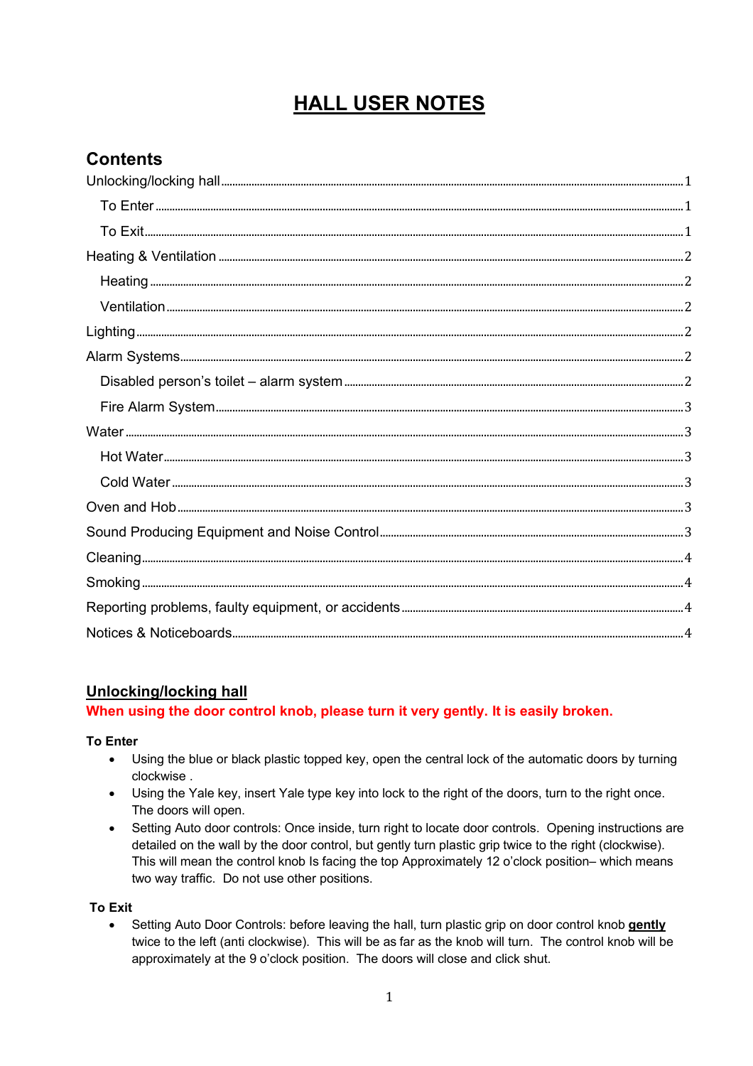# HALL USER NOTES

## Contents

Unlocking/locking hall ..... 1

- To Enter ..... 1
- To Exit ..... 1

Heating & Ventilation ..... 2

- Heating ..... 2
- Ventilation ..... 2

Lighting ..... 2

Alarm Systems ..... 2

- Disabled person's toilet – alarm system ..... 2
- Fire Alarm System ..... 3

Water ..... 3

- Hot Water ..... 3
- Cold Water ..... 3

Oven and Hob ..... 3

Sound Producing Equipment and Noise Control ..... 3

Cleaning ..... 4

Smoking ..... 4

Reporting problems, faulty equipment, or accidents ..... 4

Notices & Noticeboards ..... 4

## Unlocking/locking hall

**When using the door control knob, please turn it very gently. It is easily broken.**

### To Enter

- Using the blue or black plastic topped key, open the central lock of the automatic doors by turning clockwise .
- Using the Yale key, insert Yale type key into lock to the right of the doors, turn to the right once. The doors will open.
- Setting Auto door controls: Once inside, turn right to locate door controls. Opening instructions are detailed on the wall by the door control, but gently turn plastic grip twice to the right (clockwise). This will mean the control knob Is facing the top Approximately 12 o'clock position– which means two way traffic. Do not use other positions.

### To Exit

- Setting Auto Door Controls: before leaving the hall, turn plastic grip on door control knob **gently** twice to the left (anti clockwise). This will be as far as the knob will turn. The control knob will be approximately at the 9 o'clock position. The doors will close and click shut.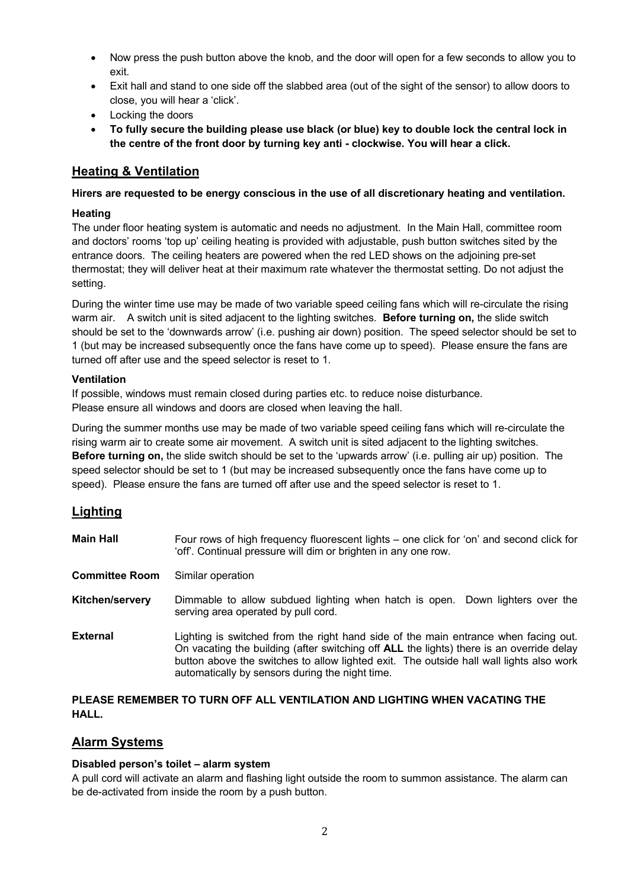- Now press the push button above the knob, and the door will open for a few seconds to allow you to exit.
- Exit hall and stand to one side off the slabbed area (out of the sight of the sensor) to allow doors to close, you will hear a 'click'.
- Locking the doors
- **To fully secure the building please use black (or blue) key to double lock the central lock in the centre of the front door by turning key anti - clockwise. You will hear a click.**

## Heating & Ventilation

**Hirers are requested to be energy conscious in the use of all discretionary heating and ventilation.**

### Heating

The under floor heating system is automatic and needs no adjustment. In the Main Hall, committee room and doctors' rooms 'top up' ceiling heating is provided with adjustable, push button switches sited by the entrance doors. The ceiling heaters are powered when the red LED shows on the adjoining pre-set thermostat; they will deliver heat at their maximum rate whatever the thermostat setting. Do not adjust the setting.

During the winter time use may be made of two variable speed ceiling fans which will re-circulate the rising warm air. A switch unit is sited adjacent to the lighting switches. **Before turning on,** the slide switch should be set to the 'downwards arrow' (i.e. pushing air down) position. The speed selector should be set to 1 (but may be increased subsequently once the fans have come up to speed). Please ensure the fans are turned off after use and the speed selector is reset to 1.

### Ventilation

If possible, windows must remain closed during parties etc. to reduce noise disturbance.
Please ensure all windows and doors are closed when leaving the hall.

During the summer months use may be made of two variable speed ceiling fans which will re-circulate the rising warm air to create some air movement. A switch unit is sited adjacent to the lighting switches. **Before turning on,** the slide switch should be set to the 'upwards arrow' (i.e. pulling air up) position. The speed selector should be set to 1 (but may be increased subsequently once the fans have come up to speed). Please ensure the fans are turned off after use and the speed selector is reset to 1.

## Lighting

| | |
|---|---|
| **Main Hall** | Four rows of high frequency fluorescent lights – one click for 'on' and second click for 'off'. Continual pressure will dim or brighten in any one row. |
| **Committee Room** | Similar operation |
| **Kitchen/servery** | Dimmable to allow subdued lighting when hatch is open. Down lighters over the serving area operated by pull cord. |
| **External** | Lighting is switched from the right hand side of the main entrance when facing out. On vacating the building (after switching off **ALL** the lights) there is an override delay button above the switches to allow lighted exit. The outside hall wall lights also work automatically by sensors during the night time. |

**PLEASE REMEMBER TO TURN OFF ALL VENTILATION AND LIGHTING WHEN VACATING THE HALL.**

## Alarm Systems

### Disabled person's toilet – alarm system

A pull cord will activate an alarm and flashing light outside the room to summon assistance. The alarm can be de-activated from inside the room by a push button.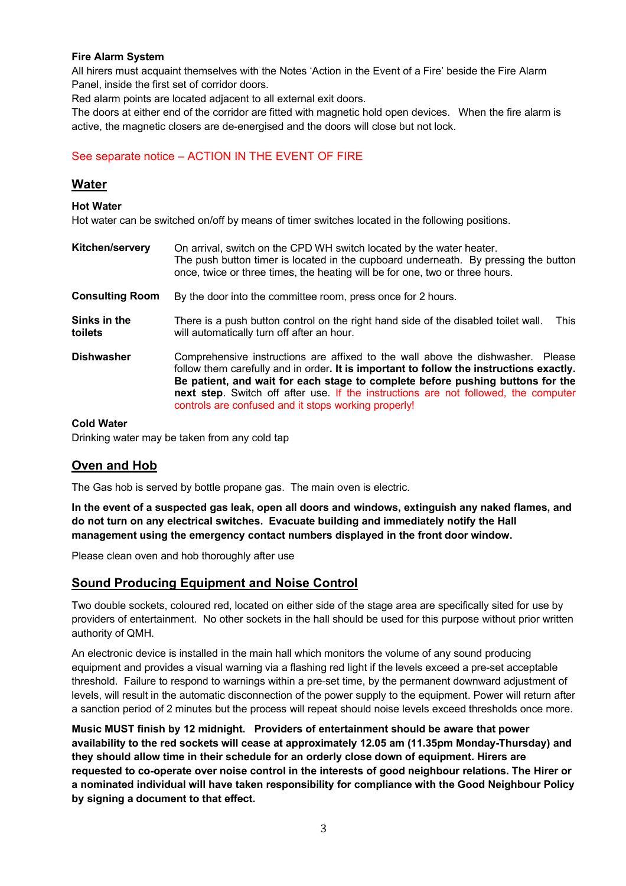**Fire Alarm System**

All hirers must acquaint themselves with the Notes 'Action in the Event of a Fire' beside the Fire Alarm Panel, inside the first set of corridor doors.

Red alarm points are located adjacent to all external exit doors.

The doors at either end of the corridor are fitted with magnetic hold open devices. When the fire alarm is active, the magnetic closers are de-energised and the doors will close but not lock.

See separate notice – ACTION IN THE EVENT OF FIRE

## Water

**Hot Water**

Hot water can be switched on/off by means of timer switches located in the following positions.

| | |
|---|---|
| **Kitchen/servery** | On arrival, switch on the CPD WH switch located by the water heater. The push button timer is located in the cupboard underneath. By pressing the button once, twice or three times, the heating will be for one, two or three hours. |
| **Consulting Room** | By the door into the committee room, press once for 2 hours. |
| **Sinks in the toilets** | There is a push button control on the right hand side of the disabled toilet wall. This will automatically turn off after an hour. |
| **Dishwasher** | Comprehensive instructions are affixed to the wall above the dishwasher. Please follow them carefully and in order**. It is important to follow the instructions exactly. Be patient, and wait for each stage to complete before pushing buttons for the next step**. Switch off after use. If the instructions are not followed, the computer controls are confused and it stops working properly! |

**Cold Water**

Drinking water may be taken from any cold tap

## Oven and Hob

The Gas hob is served by bottle propane gas. The main oven is electric.

**In the event of a suspected gas leak, open all doors and windows, extinguish any naked flames, and do not turn on any electrical switches. Evacuate building and immediately notify the Hall management using the emergency contact numbers displayed in the front door window.**

Please clean oven and hob thoroughly after use

## Sound Producing Equipment and Noise Control

Two double sockets, coloured red, located on either side of the stage area are specifically sited for use by providers of entertainment. No other sockets in the hall should be used for this purpose without prior written authority of QMH.

An electronic device is installed in the main hall which monitors the volume of any sound producing equipment and provides a visual warning via a flashing red light if the levels exceed a pre-set acceptable threshold. Failure to respond to warnings within a pre-set time, by the permanent downward adjustment of levels, will result in the automatic disconnection of the power supply to the equipment. Power will return after a sanction period of 2 minutes but the process will repeat should noise levels exceed thresholds once more.

**Music MUST finish by 12 midnight. Providers of entertainment should be aware that power availability to the red sockets will cease at approximately 12.05 am (11.35pm Monday-Thursday) and they should allow time in their schedule for an orderly close down of equipment. Hirers are requested to co-operate over noise control in the interests of good neighbour relations. The Hirer or a nominated individual will have taken responsibility for compliance with the Good Neighbour Policy by signing a document to that effect.**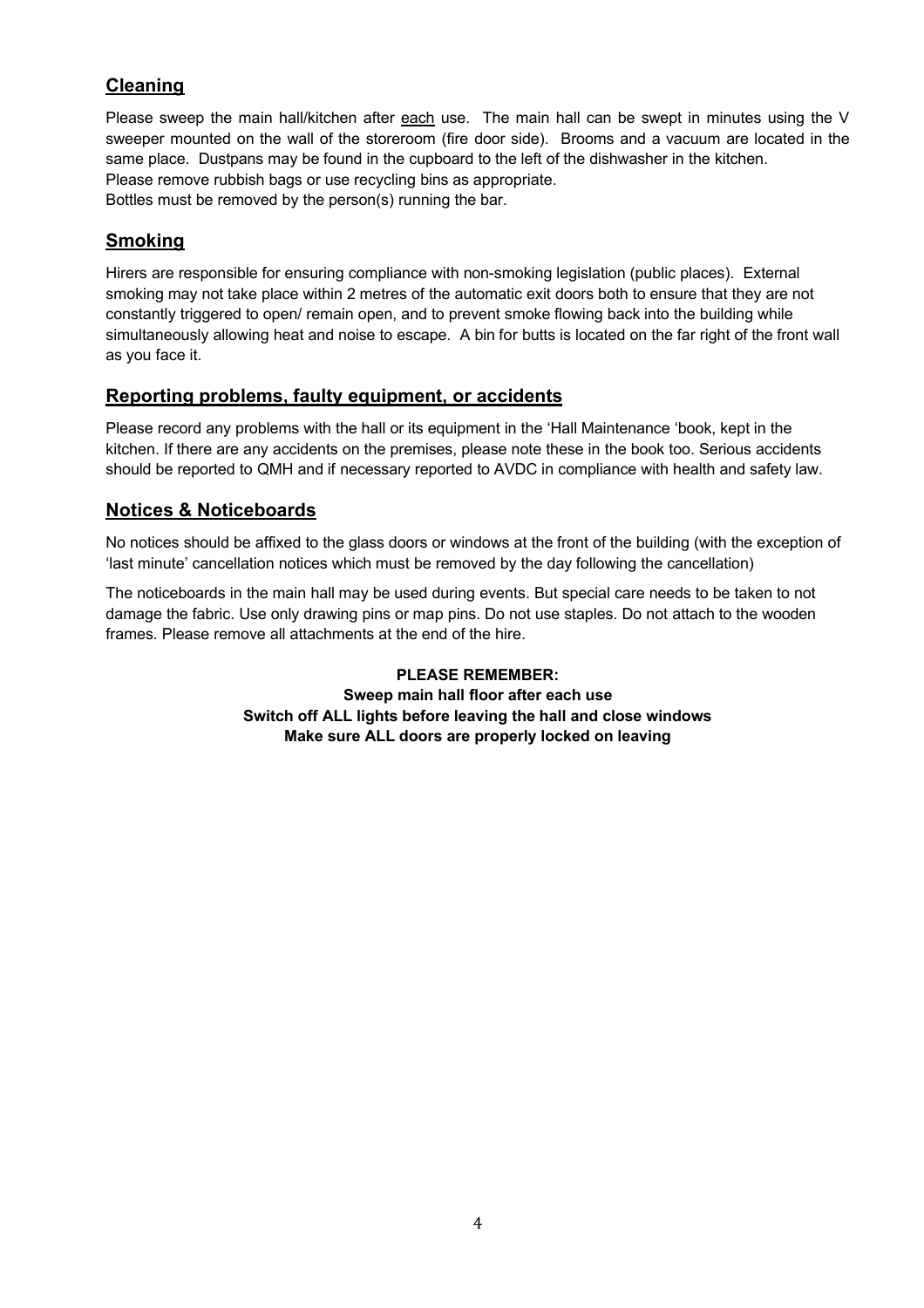## Cleaning

Please sweep the main hall/kitchen after each use. The main hall can be swept in minutes using the V sweeper mounted on the wall of the storeroom (fire door side). Brooms and a vacuum are located in the same place. Dustpans may be found in the cupboard to the left of the dishwasher in the kitchen.
Please remove rubbish bags or use recycling bins as appropriate.
Bottles must be removed by the person(s) running the bar.

## Smoking

Hirers are responsible for ensuring compliance with non-smoking legislation (public places). External smoking may not take place within 2 metres of the automatic exit doors both to ensure that they are not constantly triggered to open/ remain open, and to prevent smoke flowing back into the building while simultaneously allowing heat and noise to escape. A bin for butts is located on the far right of the front wall as you face it.

## Reporting problems, faulty equipment, or accidents

Please record any problems with the hall or its equipment in the 'Hall Maintenance 'book, kept in the kitchen. If there are any accidents on the premises, please note these in the book too. Serious accidents should be reported to QMH and if necessary reported to AVDC in compliance with health and safety law.

## Notices & Noticeboards

No notices should be affixed to the glass doors or windows at the front of the building (with the exception of 'last minute' cancellation notices which must be removed by the day following the cancellation)

The noticeboards in the main hall may be used during events. But special care needs to be taken to not damage the fabric. Use only drawing pins or map pins. Do not use staples. Do not attach to the wooden frames. Please remove all attachments at the end of the hire.

**PLEASE REMEMBER:**
**Sweep main hall floor after each use**
**Switch off ALL lights before leaving the hall and close windows**
**Make sure ALL doors are properly locked on leaving**